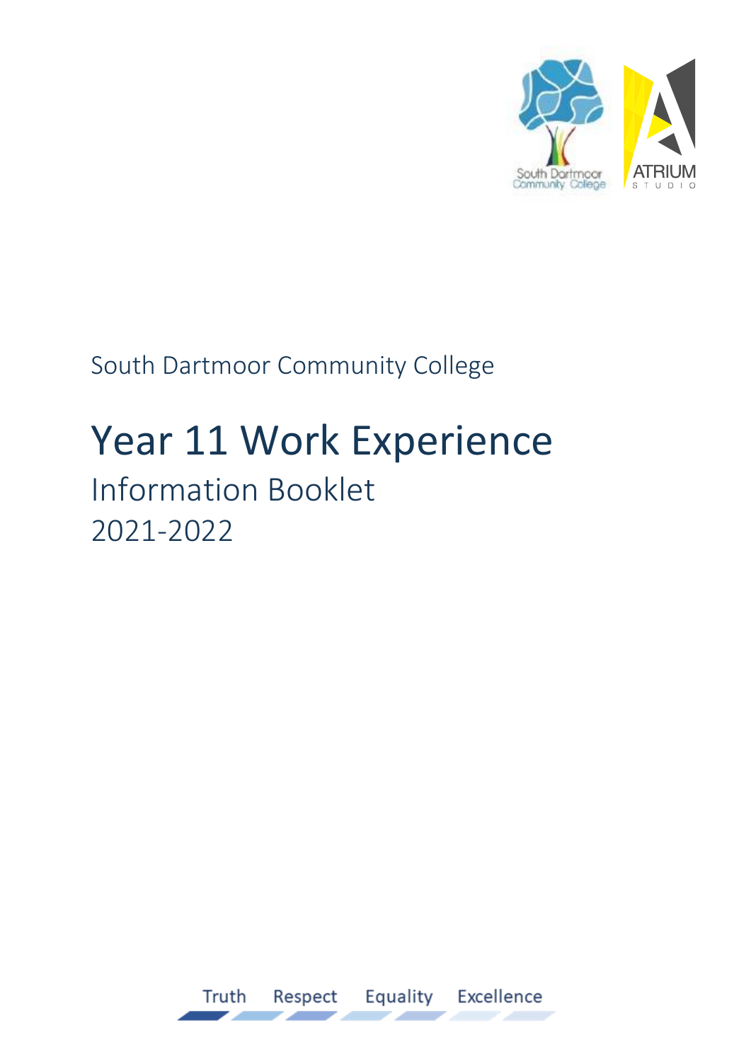South Dartmoor Community College

# Year 11 Work Experience

## Information Booklet
## 2021-2022

Truth Respect Equality Excellence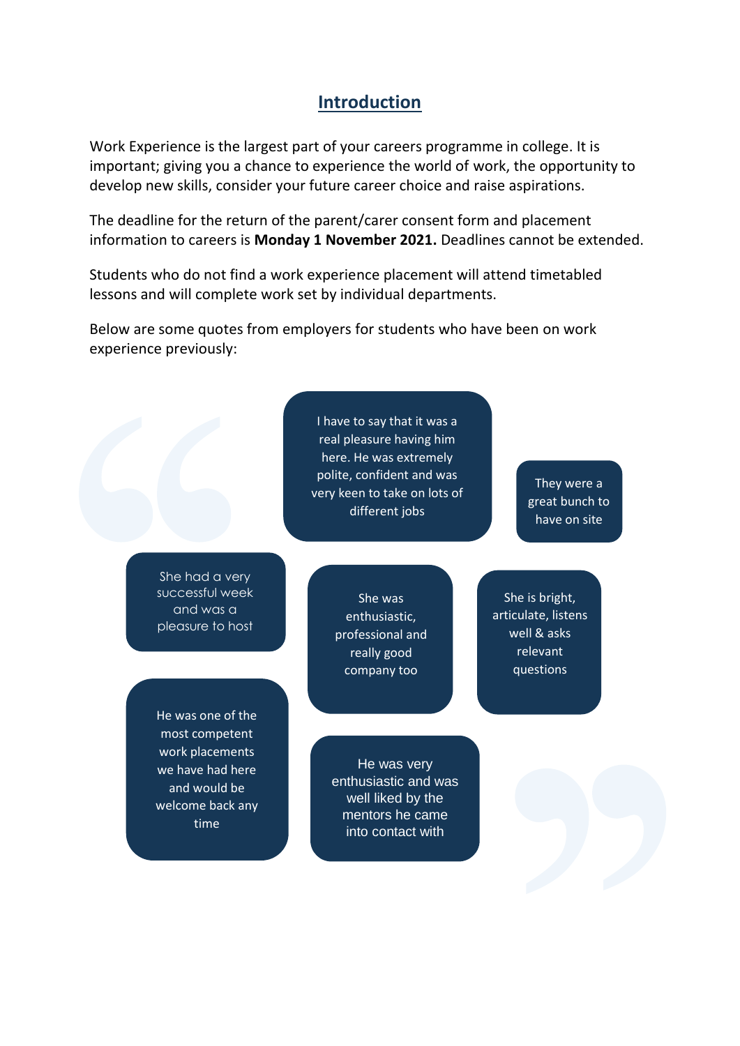# Introduction

Work Experience is the largest part of your careers programme in college. It is important; giving you a chance to experience the world of work, the opportunity to develop new skills, consider your future career choice and raise aspirations.

The deadline for the return of the parent/carer consent form and placement information to careers is **Monday 1 November 2021.** Deadlines cannot be extended.

Students who do not find a work experience placement will attend timetabled lessons and will complete work set by individual departments.

Below are some quotes from employers for students who have been on work experience previously:

> I have to say that it was a real pleasure having him here. He was extremely polite, confident and was very keen to take on lots of different jobs

> They were a great bunch to have on site

> She had a very successful week and was a pleasure to host

> She was enthusiastic, professional and really good company too

> She is bright, articulate, listens well & asks relevant questions

> He was one of the most competent work placements we have had here and would be welcome back any time

> He was very enthusiastic and was well liked by the mentors he came into contact with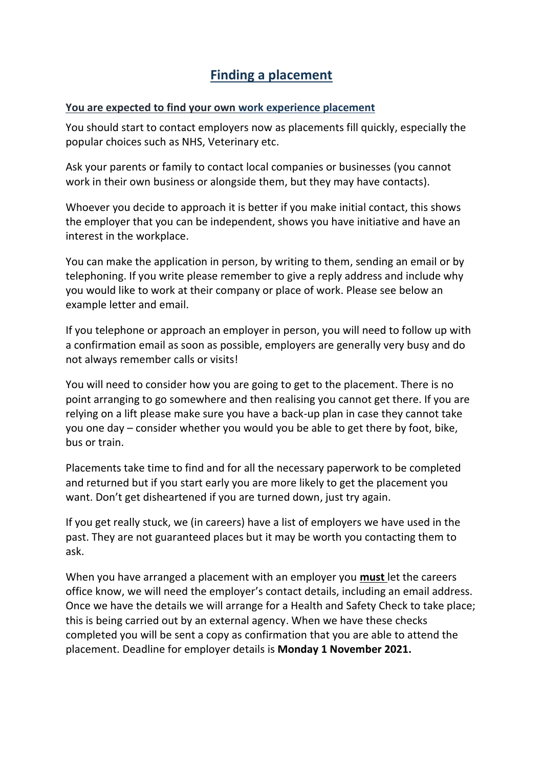# Finding a placement

**You are expected to find your own work experience placement**

You should start to contact employers now as placements fill quickly, especially the popular choices such as NHS, Veterinary etc.

Ask your parents or family to contact local companies or businesses (you cannot work in their own business or alongside them, but they may have contacts).

Whoever you decide to approach it is better if you make initial contact, this shows the employer that you can be independent, shows you have initiative and have an interest in the workplace.

You can make the application in person, by writing to them, sending an email or by telephoning. If you write please remember to give a reply address and include why you would like to work at their company or place of work. Please see below an example letter and email.

If you telephone or approach an employer in person, you will need to follow up with a confirmation email as soon as possible, employers are generally very busy and do not always remember calls or visits!

You will need to consider how you are going to get to the placement. There is no point arranging to go somewhere and then realising you cannot get there. If you are relying on a lift please make sure you have a back-up plan in case they cannot take you one day – consider whether you would you be able to get there by foot, bike, bus or train.

Placements take time to find and for all the necessary paperwork to be completed and returned but if you start early you are more likely to get the placement you want. Don't get disheartened if you are turned down, just try again.

If you get really stuck, we (in careers) have a list of employers we have used in the past. They are not guaranteed places but it may be worth you contacting them to ask.

When you have arranged a placement with an employer you **must** let the careers office know, we will need the employer's contact details, including an email address. Once we have the details we will arrange for a Health and Safety Check to take place; this is being carried out by an external agency. When we have these checks completed you will be sent a copy as confirmation that you are able to attend the placement. Deadline for employer details is **Monday 1 November 2021.**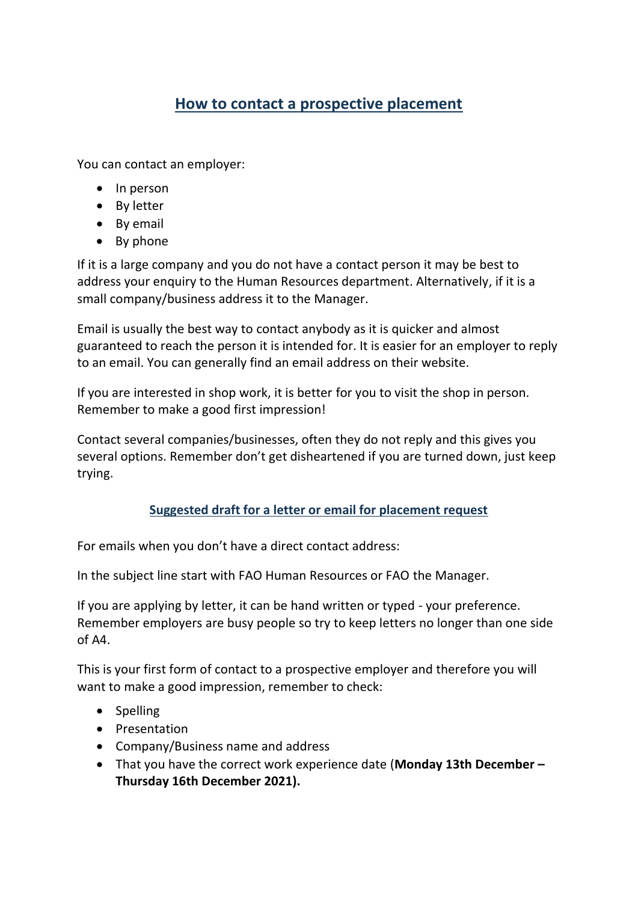## How to contact a prospective placement

You can contact an employer:

- In person
- By letter
- By email
- By phone

If it is a large company and you do not have a contact person it may be best to address your enquiry to the Human Resources department. Alternatively, if it is a small company/business address it to the Manager.

Email is usually the best way to contact anybody as it is quicker and almost guaranteed to reach the person it is intended for. It is easier for an employer to reply to an email. You can generally find an email address on their website.

If you are interested in shop work, it is better for you to visit the shop in person. Remember to make a good first impression!

Contact several companies/businesses, often they do not reply and this gives you several options. Remember don't get disheartened if you are turned down, just keep trying.

### Suggested draft for a letter or email for placement request

For emails when you don't have a direct contact address:

In the subject line start with FAO Human Resources or FAO the Manager.

If you are applying by letter, it can be hand written or typed - your preference. Remember employers are busy people so try to keep letters no longer than one side of A4.

This is your first form of contact to a prospective employer and therefore you will want to make a good impression, remember to check:

- Spelling
- Presentation
- Company/Business name and address
- That you have the correct work experience date (**Monday 13th December – Thursday 16th December 2021).**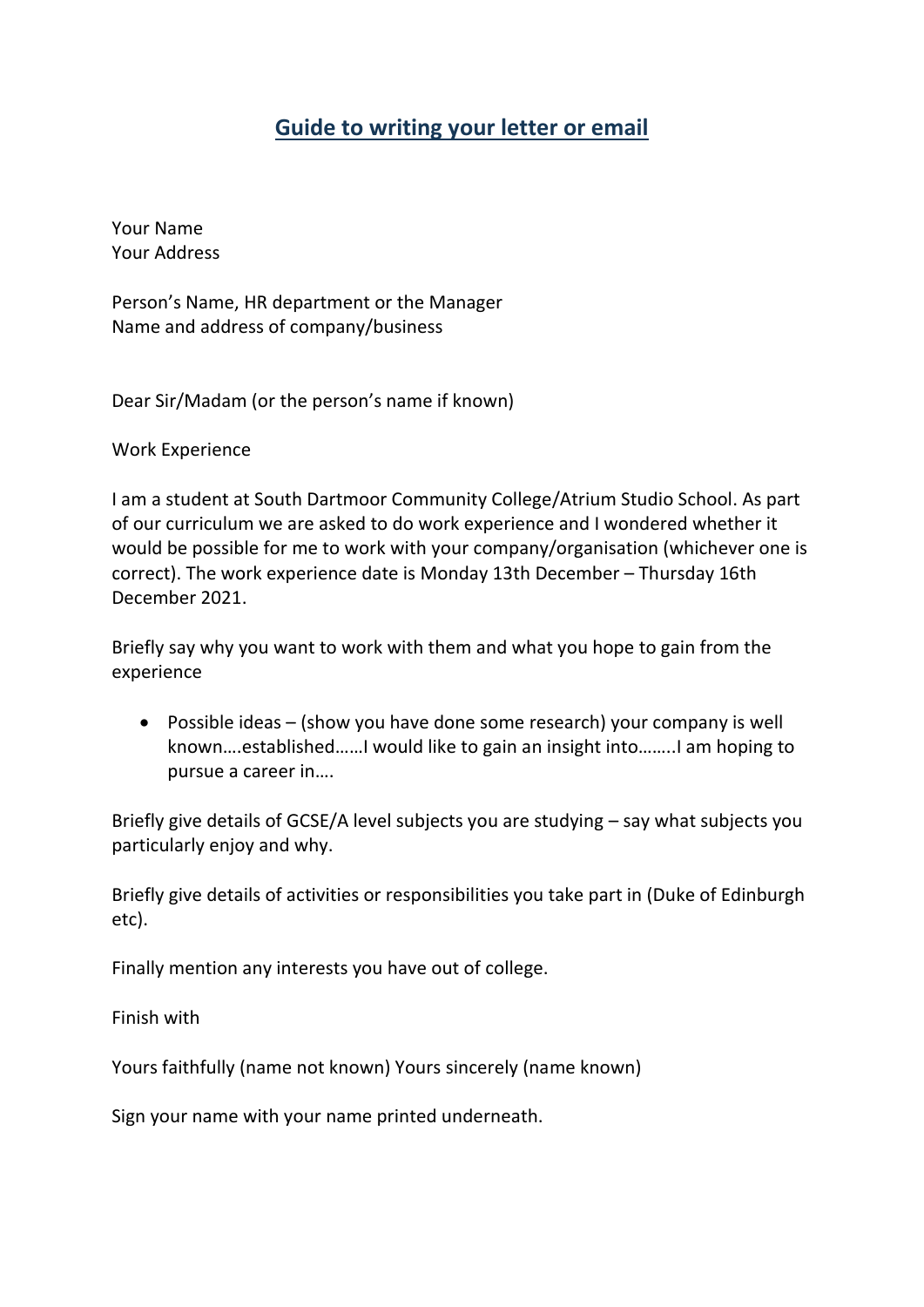# Guide to writing your letter or email

Your Name
Your Address

Person's Name, HR department or the Manager
Name and address of company/business

Dear Sir/Madam (or the person's name if known)

Work Experience

I am a student at South Dartmoor Community College/Atrium Studio School. As part of our curriculum we are asked to do work experience and I wondered whether it would be possible for me to work with your company/organisation (whichever one is correct). The work experience date is Monday 13th December – Thursday 16th December 2021.

Briefly say why you want to work with them and what you hope to gain from the experience

- Possible ideas – (show you have done some research) your company is well known….established……I would like to gain an insight into……..I am hoping to pursue a career in….

Briefly give details of GCSE/A level subjects you are studying – say what subjects you particularly enjoy and why.

Briefly give details of activities or responsibilities you take part in (Duke of Edinburgh etc).

Finally mention any interests you have out of college.

Finish with

Yours faithfully (name not known) Yours sincerely (name known)

Sign your name with your name printed underneath.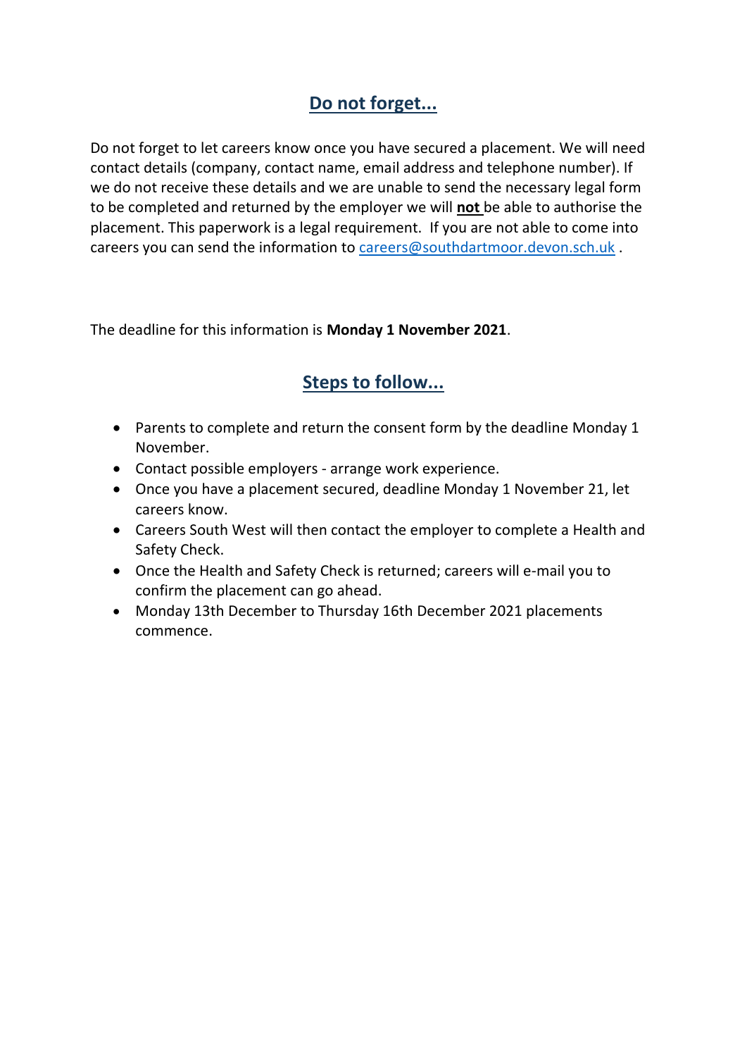## Do not forget...

Do not forget to let careers know once you have secured a placement. We will need contact details (company, contact name, email address and telephone number). If we do not receive these details and we are unable to send the necessary legal form to be completed and returned by the employer we will **not** be able to authorise the placement. This paperwork is a legal requirement. If you are not able to come into careers you can send the information to careers@southdartmoor.devon.sch.uk .

The deadline for this information is **Monday 1 November 2021**.

## Steps to follow...

- Parents to complete and return the consent form by the deadline Monday 1 November.
- Contact possible employers - arrange work experience.
- Once you have a placement secured, deadline Monday 1 November 21, let careers know.
- Careers South West will then contact the employer to complete a Health and Safety Check.
- Once the Health and Safety Check is returned; careers will e-mail you to confirm the placement can go ahead.
- Monday 13th December to Thursday 16th December 2021 placements commence.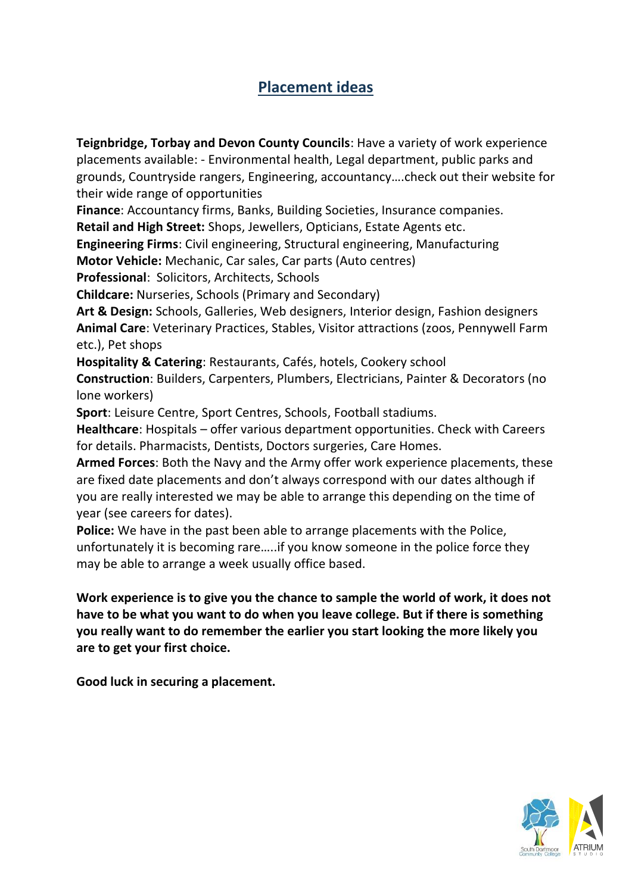## Placement ideas

**Teignbridge, Torbay and Devon County Councils**: Have a variety of work experience placements available: - Environmental health, Legal department, public parks and grounds, Countryside rangers, Engineering, accountancy….check out their website for their wide range of opportunities

**Finance**: Accountancy firms, Banks, Building Societies, Insurance companies.

**Retail and High Street:** Shops, Jewellers, Opticians, Estate Agents etc.

**Engineering Firms**: Civil engineering, Structural engineering, Manufacturing

**Motor Vehicle:** Mechanic, Car sales, Car parts (Auto centres)

**Professional**: Solicitors, Architects, Schools

**Childcare:** Nurseries, Schools (Primary and Secondary)

**Art & Design:** Schools, Galleries, Web designers, Interior design, Fashion designers

**Animal Care**: Veterinary Practices, Stables, Visitor attractions (zoos, Pennywell Farm etc.), Pet shops

**Hospitality & Catering**: Restaurants, Cafés, hotels, Cookery school

**Construction**: Builders, Carpenters, Plumbers, Electricians, Painter & Decorators (no lone workers)

**Sport**: Leisure Centre, Sport Centres, Schools, Football stadiums.

**Healthcare**: Hospitals – offer various department opportunities. Check with Careers for details. Pharmacists, Dentists, Doctors surgeries, Care Homes.

**Armed Forces**: Both the Navy and the Army offer work experience placements, these are fixed date placements and don't always correspond with our dates although if you are really interested we may be able to arrange this depending on the time of year (see careers for dates).

**Police:** We have in the past been able to arrange placements with the Police, unfortunately it is becoming rare…..if you know someone in the police force they may be able to arrange a week usually office based.

**Work experience is to give you the chance to sample the world of work, it does not have to be what you want to do when you leave college. But if there is something you really want to do remember the earlier you start looking the more likely you are to get your first choice.**

**Good luck in securing a placement.**